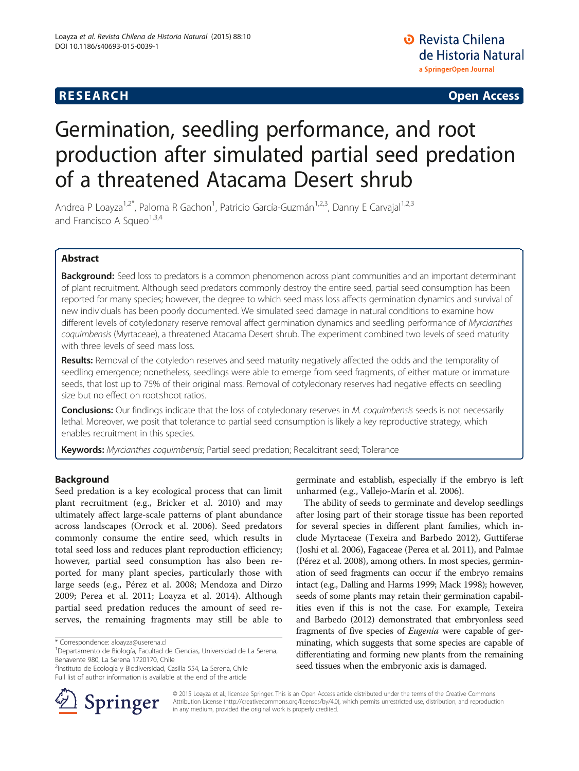RESEARCH Open Access

# Germination, seedling performance, and root production after simulated partial seed predation of a threatened Atacama Desert shrub

Andrea P Loayza[1,2*], Paloma R Gachon[1], Patricio García-Guzmán[1,2,3], Danny E Carvajal[1,2,3] and Francisco A Squeo[1,3,4]

## Abstract

**Background:** Seed loss to predators is a common phenomenon across plant communities and an important determinant of plant recruitment. Although seed predators commonly destroy the entire seed, partial seed consumption has been reported for many species; however, the degree to which seed mass loss affects germination dynamics and survival of new individuals has been poorly documented. We simulated seed damage in natural conditions to examine how different levels of cotyledonary reserve removal affect germination dynamics and seedling performance of *Myrcianthes coquimbensis* (Myrtaceae), a threatened Atacama Desert shrub. The experiment combined two levels of seed maturity with three levels of seed mass loss.

**Results:** Removal of the cotyledon reserves and seed maturity negatively affected the odds and the temporality of seedling emergence; nonetheless, seedlings were able to emerge from seed fragments, of either mature or immature seeds, that lost up to 75% of their original mass. Removal of cotyledonary reserves had negative effects on seedling size but no effect on root:shoot ratios.

**Conclusions:** Our findings indicate that the loss of cotyledonary reserves in *M. coquimbensis* seeds is not necessarily lethal. Moreover, we posit that tolerance to partial seed consumption is likely a key reproductive strategy, which enables recruitment in this species.

**Keywords:** *Myrcianthes coquimbensis*; Partial seed predation; Recalcitrant seed; Tolerance

## Background

Seed predation is a key ecological process that can limit plant recruitment (e.g., Bricker et al. 2010) and may ultimately affect large-scale patterns of plant abundance across landscapes (Orrock et al. 2006). Seed predators commonly consume the entire seed, which results in total seed loss and reduces plant reproduction efficiency; however, partial seed consumption has also been reported for many plant species, particularly those with large seeds (e.g., Pérez et al. 2008; Mendoza and Dirzo 2009; Perea et al. 2011; Loayza et al. 2014). Although partial seed predation reduces the amount of seed reserves, the remaining fragments may still be able to germinate and establish, especially if the embryo is left unharmed (e.g., Vallejo-Marín et al. 2006).

The ability of seeds to germinate and develop seedlings after losing part of their storage tissue has been reported for several species in different plant families, which include Myrtaceae (Texeira and Barbedo 2012), Guttiferae (Joshi et al. 2006), Fagaceae (Perea et al. 2011), and Palmae (Pérez et al. 2008), among others. In most species, germination of seed fragments can occur if the embryo remains intact (e.g., Dalling and Harms 1999; Mack 1998); however, seeds of some plants may retain their germination capabilities even if this is not the case. For example, Texeira and Barbedo (2012) demonstrated that embryonless seed fragments of five species of *Eugenia* were capable of germinating, which suggests that some species are capable of differentiating and forming new plants from the remaining seed tissues when the embryonic axis is damaged.

\* Correspondence: aloayza@userena.cl
[1]Departamento de Biología, Facultad de Ciencias, Universidad de La Serena, Benavente 980, La Serena 1720170, Chile
[2]Instituto de Ecología y Biodiversidad, Casilla 554, La Serena, Chile
Full list of author information is available at the end of the article

© 2015 Loayza et al.; licensee Springer. This is an Open Access article distributed under the terms of the Creative Commons Attribution License (http://creativecommons.org/licenses/by/4.0), which permits unrestricted use, distribution, and reproduction in any medium, provided the original work is properly credited.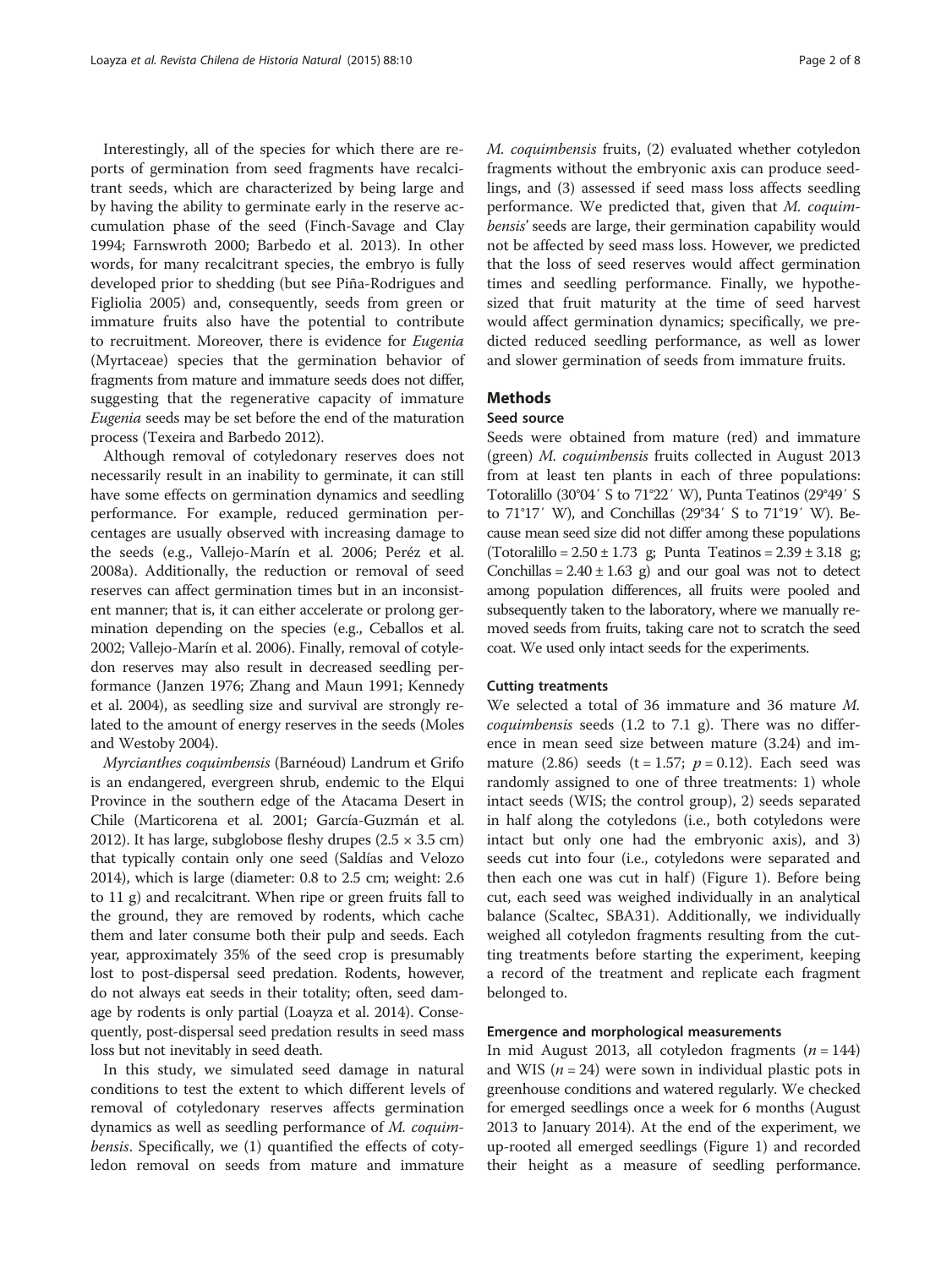Interestingly, all of the species for which there are reports of germination from seed fragments have recalcitrant seeds, which are characterized by being large and by having the ability to germinate early in the reserve accumulation phase of the seed (Finch-Savage and Clay 1994; Farnsworth 2000; Barbedo et al. 2013). In other words, for many recalcitrant species, the embryo is fully developed prior to shedding (but see Piña-Rodrigues and Figliolia 2005) and, consequently, seeds from green or immature fruits also have the potential to contribute to recruitment. Moreover, there is evidence for *Eugenia* (Myrtaceae) species that the germination behavior of fragments from mature and immature seeds does not differ, suggesting that the regenerative capacity of immature *Eugenia* seeds may be set before the end of the maturation process (Texeira and Barbedo 2012).

Although removal of cotyledonary reserves does not necessarily result in an inability to germinate, it can still have some effects on germination dynamics and seedling performance. For example, reduced germination percentages are usually observed with increasing damage to the seeds (e.g., Vallejo-Marín et al. 2006; Peréz et al. 2008a). Additionally, the reduction or removal of seed reserves can affect germination times but in an inconsistent manner; that is, it can either accelerate or prolong germination depending on the species (e.g., Ceballos et al. 2002; Vallejo-Marín et al. 2006). Finally, removal of cotyledon reserves may also result in decreased seedling performance (Janzen 1976; Zhang and Maun 1991; Kennedy et al. 2004), as seedling size and survival are strongly related to the amount of energy reserves in the seeds (Moles and Westoby 2004).

*Myrcianthes coquimbensis* (Barnéoud) Landrum et Grifo is an endangered, evergreen shrub, endemic to the Elqui Province in the southern edge of the Atacama Desert in Chile (Marticorena et al. 2001; García-Guzmán et al. 2012). It has large, subglobose fleshy drupes (2.5 × 3.5 cm) that typically contain only one seed (Saldías and Velozo 2014), which is large (diameter: 0.8 to 2.5 cm; weight: 2.6 to 11 g) and recalcitrant. When ripe or green fruits fall to the ground, they are removed by rodents, which cache them and later consume both their pulp and seeds. Each year, approximately 35% of the seed crop is presumably lost to post-dispersal seed predation. Rodents, however, do not always eat seeds in their totality; often, seed damage by rodents is only partial (Loayza et al. 2014). Consequently, post-dispersal seed predation results in seed mass loss but not inevitably in seed death.

In this study, we simulated seed damage in natural conditions to test the extent to which different levels of removal of cotyledonary reserves affects germination dynamics as well as seedling performance of *M. coquimbensis*. Specifically, we (1) quantified the effects of cotyledon removal on seeds from mature and immature *M. coquimbensis* fruits, (2) evaluated whether cotyledon fragments without the embryonic axis can produce seedlings, and (3) assessed if seed mass loss affects seedling performance. We predicted that, given that *M. coquimbensis*' seeds are large, their germination capability would not be affected by seed mass loss. However, we predicted that the loss of seed reserves would affect germination times and seedling performance. Finally, we hypothesized that fruit maturity at the time of seed harvest would affect germination dynamics; specifically, we predicted reduced seedling performance, as well as lower and slower germination of seeds from immature fruits.

## Methods

### Seed source

Seeds were obtained from mature (red) and immature (green) *M. coquimbensis* fruits collected in August 2013 from at least ten plants in each of three populations: Totoralillo (30°04′ S to 71°22′ W), Punta Teatinos (29°49′ S to 71°17′ W), and Conchillas (29°34′ S to 71°19′ W). Because mean seed size did not differ among these populations (Totoralillo = 2.50 ± 1.73 g; Punta Teatinos = 2.39 ± 3.18 g; Conchillas = 2.40 ± 1.63 g) and our goal was not to detect among population differences, all fruits were pooled and subsequently taken to the laboratory, where we manually removed seeds from fruits, taking care not to scratch the seed coat. We used only intact seeds for the experiments.

### Cutting treatments

We selected a total of 36 immature and 36 mature *M. coquimbensis* seeds (1.2 to 7.1 g). There was no difference in mean seed size between mature (3.24) and immature (2.86) seeds ($t = 1.57$; $p = 0.12$). Each seed was randomly assigned to one of three treatments: 1) whole intact seeds (WIS; the control group), 2) seeds separated in half along the cotyledons (i.e., both cotyledons were intact but only one had the embryonic axis), and 3) seeds cut into four (i.e., cotyledons were separated and then each one was cut in half) (Figure 1). Before being cut, each seed was weighed individually in an analytical balance (Scaltec, SBA31). Additionally, we individually weighed all cotyledon fragments resulting from the cutting treatments before starting the experiment, keeping a record of the treatment and replicate each fragment belonged to.

### Emergence and morphological measurements

In mid August 2013, all cotyledon fragments ($n = 144$) and WIS ($n = 24$) were sown in individual plastic pots in greenhouse conditions and watered regularly. We checked for emerged seedlings once a week for 6 months (August 2013 to January 2014). At the end of the experiment, we up-rooted all emerged seedlings (Figure 1) and recorded their height as a measure of seedling performance.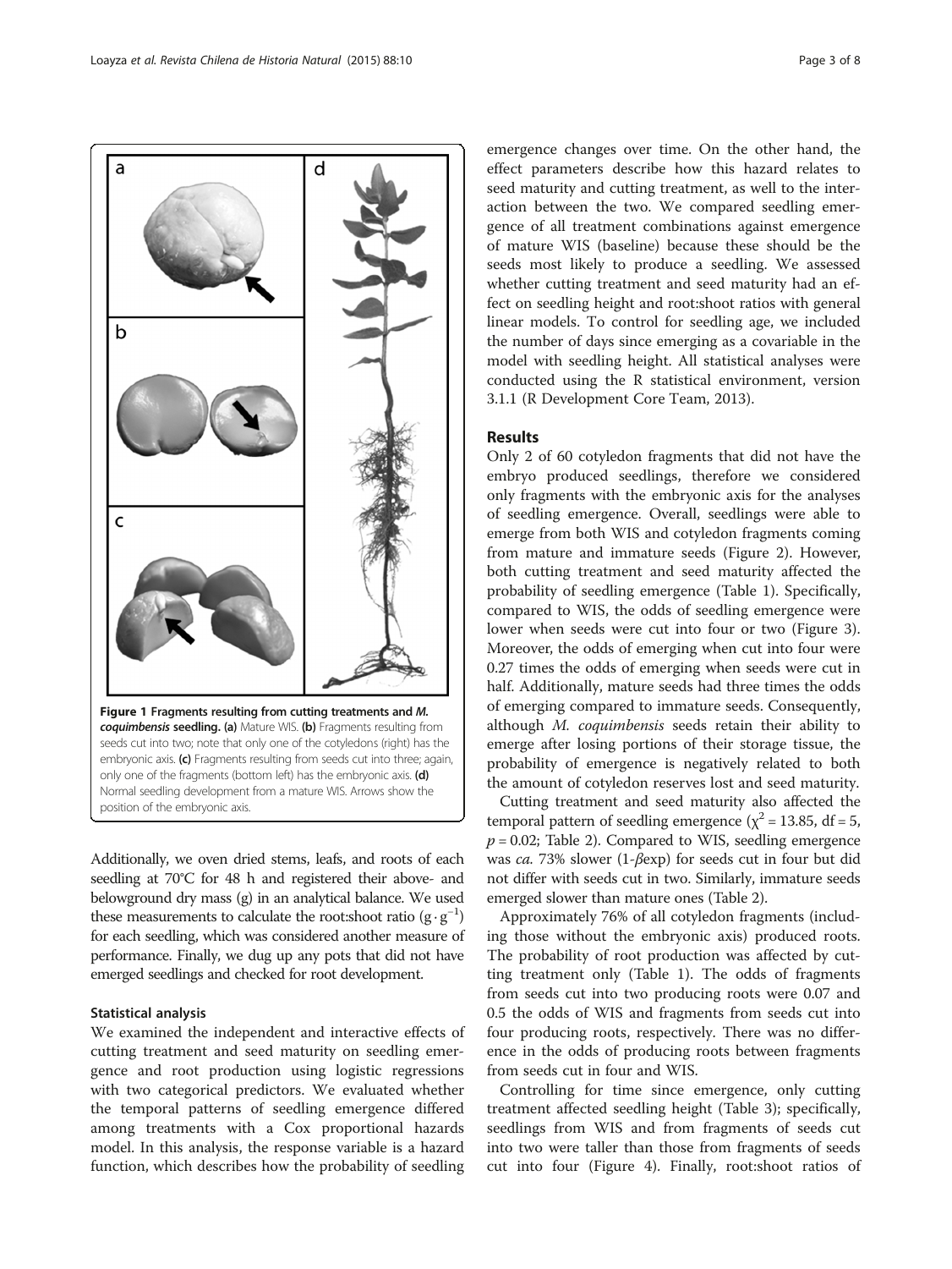a

b

c

d

**Figure 1 Fragments resulting from cutting treatments and *M. coquimbensis* seedling. (a)** Mature WIS. **(b)** Fragments resulting from seeds cut into two; note that only one of the cotyledons (right) has the embryonic axis. **(c)** Fragments resulting from seeds cut into three; again, only one of the fragments (bottom left) has the embryonic axis. **(d)** Normal seedling development from a mature WIS. Arrows show the position of the embryonic axis.

Additionally, we oven dried stems, leafs, and roots of each seedling at 70°C for 48 h and registered their above- and belowground dry mass (g) in an analytical balance. We used these measurements to calculate the root:shoot ratio ($g \cdot g^{-1}$) for each seedling, which was considered another measure of performance. Finally, we dug up any pots that did not have emerged seedlings and checked for root development.

### Statistical analysis

We examined the independent and interactive effects of cutting treatment and seed maturity on seedling emergence and root production using logistic regressions with two categorical predictors. We evaluated whether the temporal patterns of seedling emergence differed among treatments with a Cox proportional hazards model. In this analysis, the response variable is a hazard function, which describes how the probability of seedling emergence changes over time. On the other hand, the effect parameters describe how this hazard relates to seed maturity and cutting treatment, as well to the interaction between the two. We compared seedling emergence of all treatment combinations against emergence of mature WIS (baseline) because these should be the seeds most likely to produce a seedling. We assessed whether cutting treatment and seed maturity had an effect on seedling height and root:shoot ratios with general linear models. To control for seedling age, we included the number of days since emerging as a covariable in the model with seedling height. All statistical analyses were conducted using the R statistical environment, version 3.1.1 (R Development Core Team, 2013).

## Results

Only 2 of 60 cotyledon fragments that did not have the embryo produced seedlings, therefore we considered only fragments with the embryonic axis for the analyses of seedling emergence. Overall, seedlings were able to emerge from both WIS and cotyledon fragments coming from mature and immature seeds (Figure 2). However, both cutting treatment and seed maturity affected the probability of seedling emergence (Table 1). Specifically, compared to WIS, the odds of seedling emergence were lower when seeds were cut into four or two (Figure 3). Moreover, the odds of emerging when cut into four were 0.27 times the odds of emerging when seeds were cut in half. Additionally, mature seeds had three times the odds of emerging compared to immature seeds. Consequently, although *M. coquimbensis* seeds retain their ability to emerge after losing portions of their storage tissue, the probability of emergence is negatively related to both the amount of cotyledon reserves lost and seed maturity.

Cutting treatment and seed maturity also affected the temporal pattern of seedling emergence ($\chi^2 = 13.85$, df = 5, $p = 0.02$; Table 2). Compared to WIS, seedling emergence was *ca.* 73% slower (1-$\beta$exp) for seeds cut in four but did not differ with seeds cut in two. Similarly, immature seeds emerged slower than mature ones (Table 2).

Approximately 76% of all cotyledon fragments (including those without the embryonic axis) produced roots. The probability of root production was affected by cutting treatment only (Table 1). The odds of fragments from seeds cut into two producing roots were 0.07 and 0.5 the odds of WIS and fragments from seeds cut into four producing roots, respectively. There was no difference in the odds of producing roots between fragments from seeds cut in four and WIS.

Controlling for time since emergence, only cutting treatment affected seedling height (Table 3); specifically, seedlings from WIS and from fragments of seeds cut into two were taller than those from fragments of seeds cut into four (Figure 4). Finally, root:shoot ratios of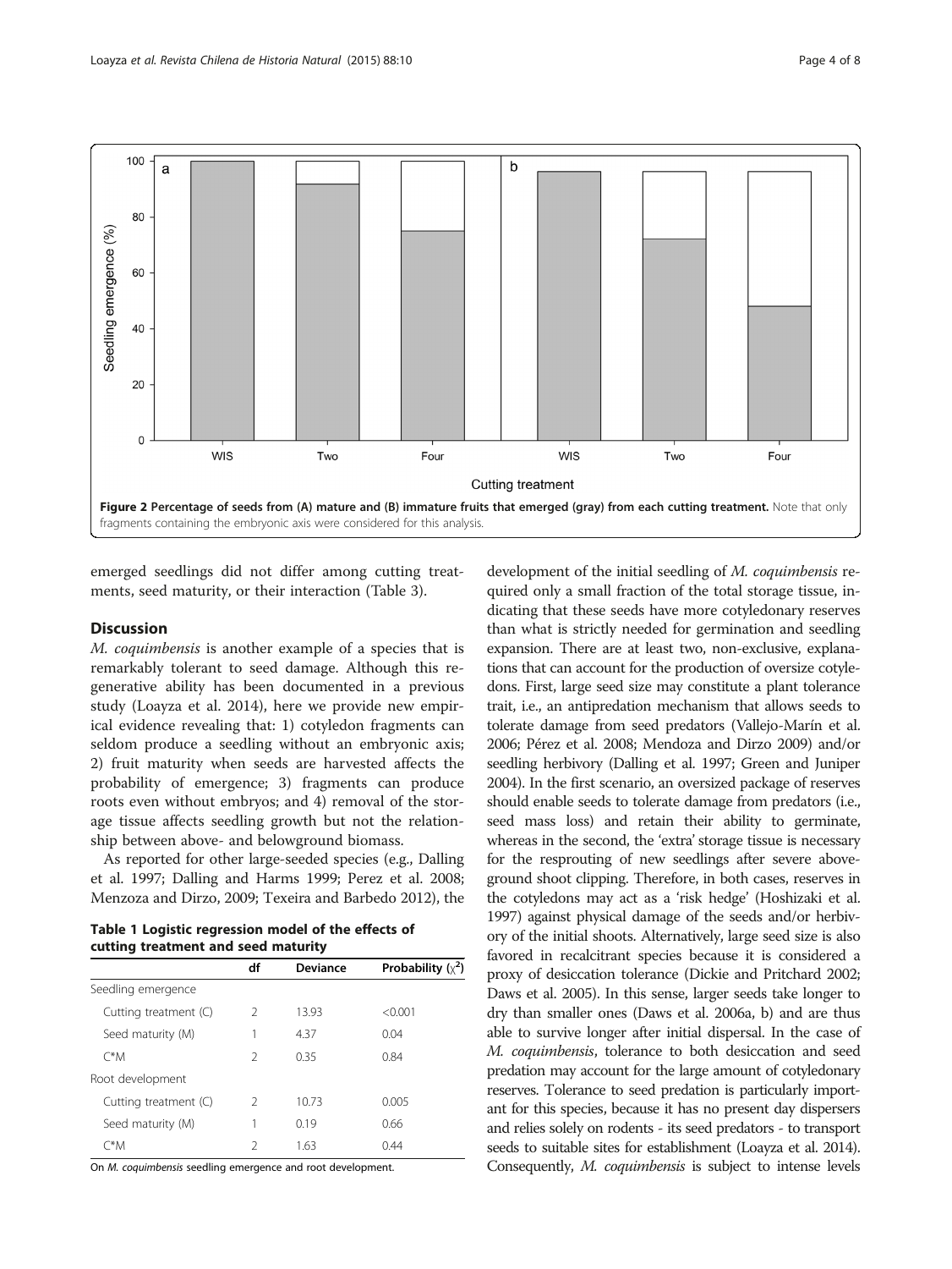Figure 2 Percentage of seeds from (A) mature and (B) immature fruits that emerged (gray) from each cutting treatment. Note that only fragments containing the embryonic axis were considered for this analysis.

emerged seedlings did not differ among cutting treatments, seed maturity, or their interaction (Table 3).

## Discussion

*M. coquimbensis* is another example of a species that is remarkably tolerant to seed damage. Although this regenerative ability has been documented in a previous study (Loayza et al. 2014), here we provide new empirical evidence revealing that: 1) cotyledon fragments can seldom produce a seedling without an embryonic axis; 2) fruit maturity when seeds are harvested affects the probability of emergence; 3) fragments can produce roots even without embryos; and 4) removal of the storage tissue affects seedling growth but not the relationship between above- and belowground biomass.

As reported for other large-seeded species (e.g., Dalling et al. 1997; Dalling and Harms 1999; Perez et al. 2008; Menzoza and Dirzo, 2009; Texeira and Barbedo 2012), the development of the initial seedling of *M. coquimbensis* required only a small fraction of the total storage tissue, indicating that these seeds have more cotyledonary reserves than what is strictly needed for germination and seedling expansion. There are at least two, non-exclusive, explanations that can account for the production of oversize cotyledons. First, large seed size may constitute a plant tolerance trait, i.e., an antipredation mechanism that allows seeds to tolerate damage from seed predators (Vallejo-Marín et al. 2006; Pérez et al. 2008; Mendoza and Dirzo 2009) and/or seedling herbivory (Dalling et al. 1997; Green and Juniper 2004). In the first scenario, an oversized package of reserves should enable seeds to tolerate damage from predators (i.e., seed mass loss) and retain their ability to germinate, whereas in the second, the 'extra' storage tissue is necessary for the resprouting of new seedlings after severe aboveground shoot clipping. Therefore, in both cases, reserves in the cotyledons may act as a 'risk hedge' (Hoshizaki et al. 1997) against physical damage of the seeds and/or herbivory of the initial shoots. Alternatively, large seed size is also favored in recalcitrant species because it is considered a proxy of desiccation tolerance (Dickie and Pritchard 2002; Daws et al. 2005). In this sense, larger seeds take longer to dry than smaller ones (Daws et al. 2006a, b) and are thus able to survive longer after initial dispersal. In the case of *M. coquimbensis*, tolerance to both desiccation and seed predation may account for the large amount of cotyledonary reserves. Tolerance to seed predation is particularly important for this species, because it has no present day dispersers and relies solely on rodents - its seed predators - to transport seeds to suitable sites for establishment (Loayza et al. 2014). Consequently, *M. coquimbensis* is subject to intense levels

**Table 1 Logistic regression model of the effects of cutting treatment and seed maturity**

| | df | Deviance | Probability ($\chi^2$) |
|---|---|---|---|
| Seedling emergence | | | |
| Cutting treatment (C) | 2 | 13.93 | <0.001 |
| Seed maturity (M) | 1 | 4.37 | 0.04 |
| C*M | 2 | 0.35 | 0.84 |
| Root development | | | |
| Cutting treatment (C) | 2 | 10.73 | 0.005 |
| Seed maturity (M) | 1 | 0.19 | 0.66 |
| C*M | 2 | 1.63 | 0.44 |

On *M. coquimbensis* seedling emergence and root development.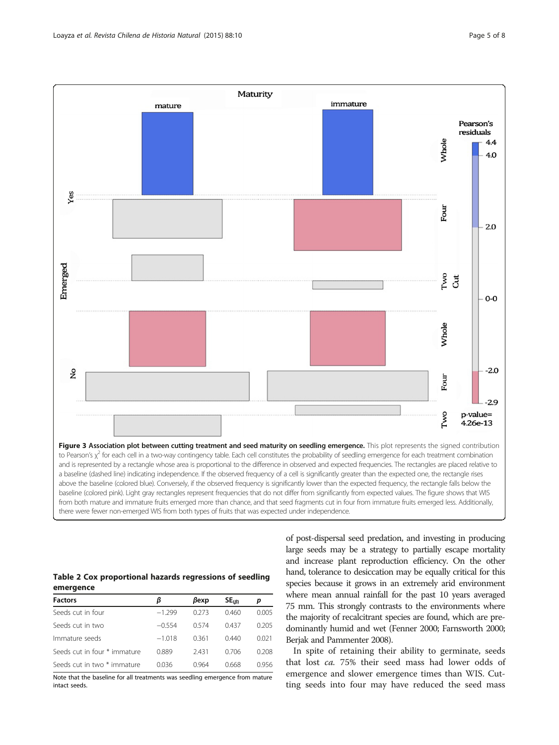**Figure 3 Association plot between cutting treatment and seed maturity on seedling emergence.** This plot represents the signed contribution to Pearson's $\chi^2$ for each cell in a two-way contingency table. Each cell constitutes the probability of seedling emergence for each treatment combination and is represented by a rectangle whose area is proportional to the difference in observed and expected frequencies. The rectangles are placed relative to a baseline (dashed line) indicating independence. If the observed frequency of a cell is significantly greater than the expected one, the rectangle rises above the baseline (colored blue). Conversely, if the observed frequency is significantly lower than the expected frequency, the rectangle falls below the baseline (colored pink). Light gray rectangles represent frequencies that do not differ from significantly from expected values. The figure shows that WIS from both mature and immature fruits emerged more than chance, and that seed fragments cut in four from immature fruits emerged less. Additionally, there were fewer non-emerged WIS from both types of fruits that was expected under independence.

**Table 2 Cox proportional hazards regressions of seedling emergence**

| Factors | $\beta$ | $\beta$exp | $SE_{(\beta)}$ | $p$ |
|---|---|---|---|---|
| Seeds cut in four | −1.299 | 0.273 | 0.460 | 0.005 |
| Seeds cut in two | −0.554 | 0.574 | 0.437 | 0.205 |
| Immature seeds | −1.018 | 0.361 | 0.440 | 0.021 |
| Seeds cut in four * immature | 0.889 | 2.431 | 0.706 | 0.208 |
| Seeds cut in two * immature | 0.036 | 0.964 | 0.668 | 0.956 |

Note that the baseline for all treatments was seedling emergence from mature intact seeds.

of post-dispersal seed predation, and investing in producing large seeds may be a strategy to partially escape mortality and increase plant reproduction efficiency. On the other hand, tolerance to desiccation may be equally critical for this species because it grows in an extremely arid environment where mean annual rainfall for the past 10 years averaged 75 mm. This strongly contrasts to the environments where the majority of recalcitrant species are found, which are predominantly humid and wet (Fenner 2000; Farnsworth 2000; Berjak and Pammenter 2008).

In spite of retaining their ability to germinate, seeds that lost *ca.* 75% their seed mass had lower odds of emergence and slower emergence times than WIS. Cutting seeds into four may have reduced the seed mass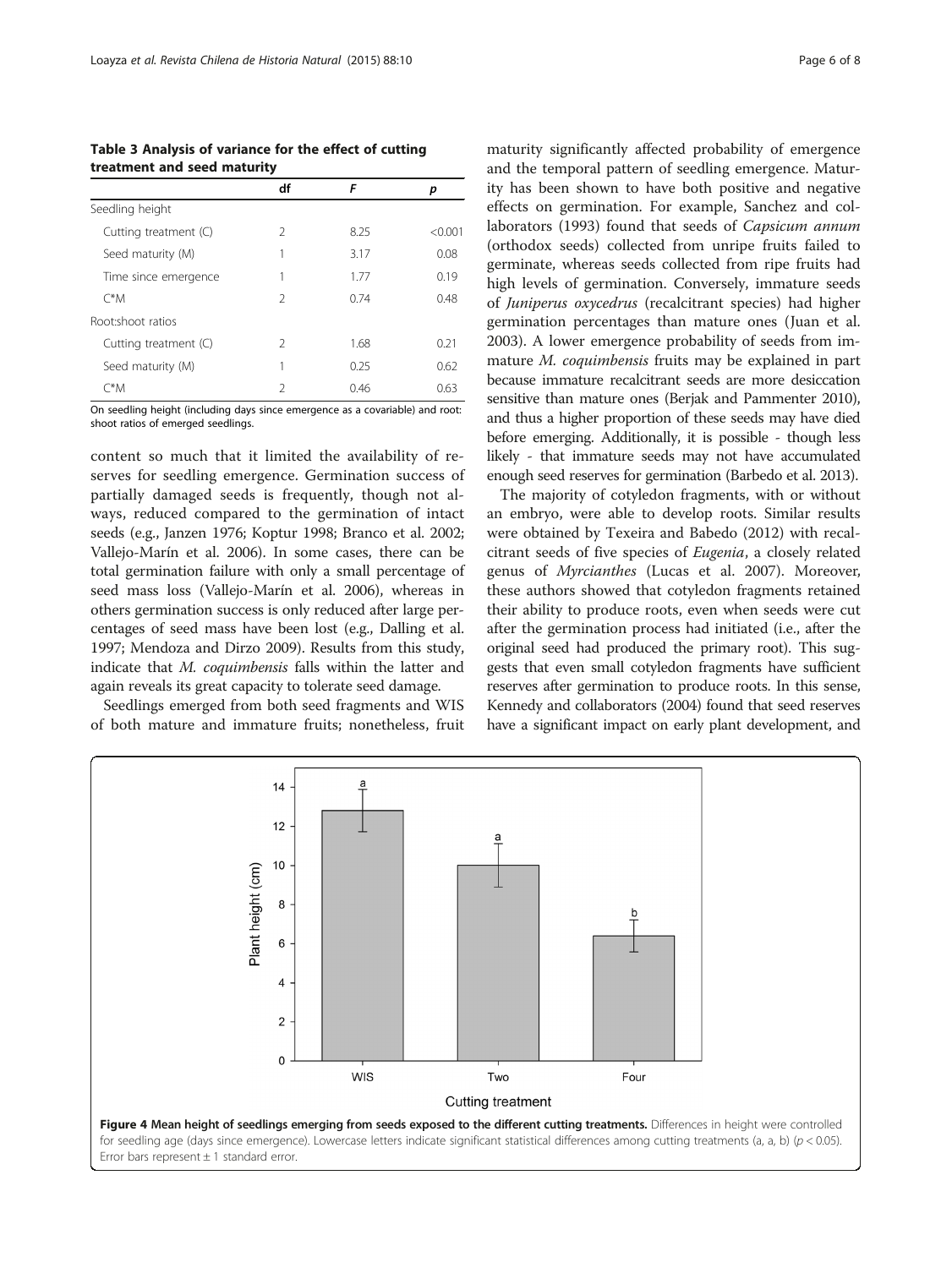**Table 3 Analysis of variance for the effect of cutting treatment and seed maturity**

| | df | F | p |
|---|---|---|---|
| Seedling height | | | |
| Cutting treatment (C) | 2 | 8.25 | <0.001 |
| Seed maturity (M) | 1 | 3.17 | 0.08 |
| Time since emergence | 1 | 1.77 | 0.19 |
| C*M | 2 | 0.74 | 0.48 |
| Root:shoot ratios | | | |
| Cutting treatment (C) | 2 | 1.68 | 0.21 |
| Seed maturity (M) | 1 | 0.25 | 0.62 |
| C*M | 2 | 0.46 | 0.63 |

On seedling height (including days since emergence as a covariable) and root: shoot ratios of emerged seedlings.

content so much that it limited the availability of reserves for seedling emergence. Germination success of partially damaged seeds is frequently, though not always, reduced compared to the germination of intact seeds (e.g., Janzen 1976; Koptur 1998; Branco et al. 2002; Vallejo-Marín et al. 2006). In some cases, there can be total germination failure with only a small percentage of seed mass loss (Vallejo-Marín et al. 2006), whereas in others germination success is only reduced after large percentages of seed mass have been lost (e.g., Dalling et al. 1997; Mendoza and Dirzo 2009). Results from this study, indicate that *M. coquimbensis* falls within the latter and again reveals its great capacity to tolerate seed damage.

Seedlings emerged from both seed fragments and WIS of both mature and immature fruits; nonetheless, fruit maturity significantly affected probability of emergence and the temporal pattern of seedling emergence. Maturity has been shown to have both positive and negative effects on germination. For example, Sanchez and collaborators (1993) found that seeds of *Capsicum annum* (orthodox seeds) collected from unripe fruits failed to germinate, whereas seeds collected from ripe fruits had high levels of germination. Conversely, immature seeds of *Juniperus oxycedrus* (recalcitrant species) had higher germination percentages than mature ones (Juan et al. 2003). A lower emergence probability of seeds from immature *M. coquimbensis* fruits may be explained in part because immature recalcitrant seeds are more desiccation sensitive than mature ones (Berjak and Pammenter 2010), and thus a higher proportion of these seeds may have died before emerging. Additionally, it is possible - though less likely - that immature seeds may not have accumulated enough seed reserves for germination (Barbedo et al. 2013).

The majority of cotyledon fragments, with or without an embryo, were able to develop roots. Similar results were obtained by Texeira and Babedo (2012) with recalcitrant seeds of five species of *Eugenia*, a closely related genus of *Myrcianthes* (Lucas et al. 2007). Moreover, these authors showed that cotyledon fragments retained their ability to produce roots, even when seeds were cut after the germination process had initiated (i.e., after the original seed had produced the primary root). This suggests that even small cotyledon fragments have sufficient reserves after germination to produce roots. In this sense, Kennedy and collaborators (2004) found that seed reserves have a significant impact on early plant development, and

**Figure 4 Mean height of seedlings emerging from seeds exposed to the different cutting treatments.** Differences in height were controlled for seedling age (days since emergence). Lowercase letters indicate significant statistical differences among cutting treatments (a, a, b) ($p < 0.05$). Error bars represent ± 1 standard error.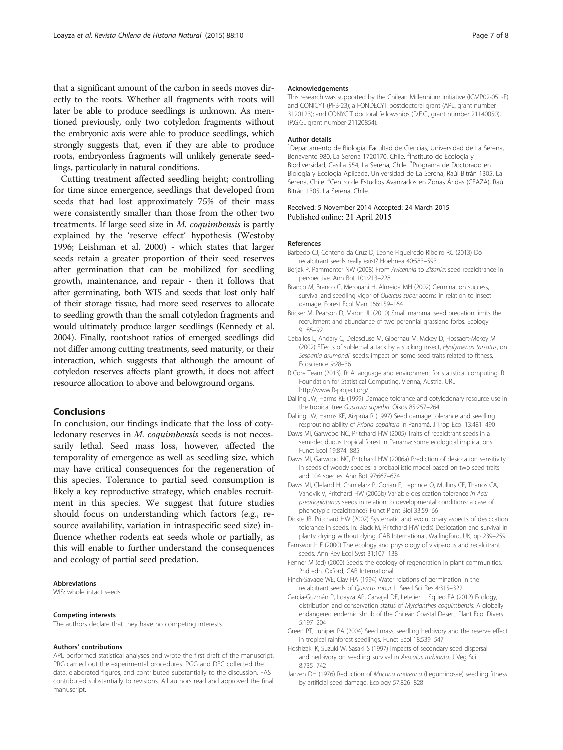that a significant amount of the carbon in seeds moves directly to the roots. Whether all fragments with roots will later be able to produce seedlings is unknown. As mentioned previously, only two cotyledon fragments without the embryonic axis were able to produce seedlings, which strongly suggests that, even if they are able to produce roots, embryonless fragments will unlikely generate seedlings, particularly in natural conditions.

Cutting treatment affected seedling height; controlling for time since emergence, seedlings that developed from seeds that had lost approximately 75% of their mass were consistently smaller than those from the other two treatments. If large seed size in *M. coquimbensis* is partly explained by the 'reserve effect' hypothesis (Westoby 1996; Leishman et al. 2000) - which states that larger seeds retain a greater proportion of their seed reserves after germination that can be mobilized for seedling growth, maintenance, and repair - then it follows that after germinating, both WIS and seeds that lost only half of their storage tissue, had more seed reserves to allocate to seedling growth than the small cotyledon fragments and would ultimately produce larger seedlings (Kennedy et al. 2004). Finally, root:shoot ratios of emerged seedlings did not differ among cutting treatments, seed maturity, or their interaction, which suggests that although the amount of cotyledon reserves affects plant growth, it does not affect resource allocation to above and belowground organs.

## Conclusions

In conclusion, our findings indicate that the loss of cotyledonary reserves in *M. coquimbensis* seeds is not necessarily lethal. Seed mass loss, however, affected the temporality of emergence as well as seedling size, which may have critical consequences for the regeneration of this species. Tolerance to partial seed consumption is likely a key reproductive strategy, which enables recruitment in this species. We suggest that future studies should focus on understanding which factors (e.g., resource availability, variation in intraspecific seed size) influence whether rodents eat seeds whole or partially, as this will enable to further understand the consequences and ecology of partial seed predation.

#### Abbreviations

WIS: whole intact seeds.

#### Competing interests

The authors declare that they have no competing interests.

#### Authors' contributions

APL performed statistical analyses and wrote the first draft of the manuscript. PRG carried out the experimental procedures. PGG and DEC collected the data, elaborated figures, and contributed substantially to the discussion. FAS contributed substantially to revisions. All authors read and approved the final manuscript.

#### Acknowledgements

This research was supported by the Chilean Millennium Initiative (ICMP02-051-F) and CONICYT (PFB-23); a FONDECYT postdoctoral grant (APL, grant number 3120123); and CONYCIT doctoral fellowships (D.E.C., grant number 21140050), (P.G.G., grant number 21120854).

#### Author details

[1]Departamento de Biología, Facultad de Ciencias, Universidad de La Serena, Benavente 980, La Serena 1720170, Chile. [2]Instituto de Ecología y Biodiversidad, Casilla 554, La Serena, Chile. [3]Programa de Doctorado en Biología y Ecología Aplicada, Universidad de La Serena, Raúl Bitrán 1305, La Serena, Chile. [4]Centro de Estudios Avanzados en Zonas Áridas (CEAZA), Raúl Bitrán 1305, La Serena, Chile.

Received: 5 November 2014 Accepted: 24 March 2015
Published online: 21 April 2015

#### References

Barbedo CJ, Centeno da Cruz D, Leone Figueiredo Ribeiro RC (2013) Do recalcitrant seeds really exist? Hoehnea 40:583–593

Berjak P, Pammenter NW (2008) From *Avicennia* to *Zizania*: seed recalcitrance in perspective. Ann Bot 101:213–228

Branco M, Branco C, Merouani H, Almeida MH (2002) Germination success, survival and seedling vigor of *Quercus suber* acorns in relation to insect damage. Forest Ecol Man 166:159–164

Bricker M, Pearson D, Maron JL (2010) Small mammal seed predation limits the recruitment and abundance of two perennial grassland forbs. Ecology 91:85–92

Ceballos L, Andary C, Delescluse M, Gibernau M, Mckey D, Hossaert-Mckey M (2002) Effects of sublethal attack by a sucking insect, *Hyalymenus tarsatus*, on *Sesbania drumondii* seeds: impact on some seed traits related to fitness. Ecoscience 9:28–36

R Core Team (2013). R: A language and environment for statistical computing. R Foundation for Statistical Computing, Vienna, Austria. URL http://www.R-project.org/.

Dalling JW, Harms KE (1999) Damage tolerance and cotyledonary resource use in the tropical tree *Gustavia superba*. Oikos 85:257–264

Dalling JW, Harms KE, Aizprúa R (1997) Seed damage tolerance and seedling resprouting ability of *Prioria copaifera* in Panamá. J Trop Ecol 13:481–490

Daws MI, Garwood NC, Pritchard HW (2005) Traits of recalcitrant seeds in a semi-deciduous tropical forest in Panama: some ecological implications. Funct Ecol 19:874–885

Daws MI, Garwood NC, Pritchard HW (2006a) Prediction of desiccation sensitivity in seeds of woody species: a probabilistic model based on two seed traits and 104 species. Ann Bot 97:667–674

Daws MI, Cleland H, Chmielarz P, Gorian F, Leprince O, Mullins CE, Thanos CA, Vandvik V, Pritchard HW (2006b) Variable desiccation tolerance *in Acer pseudoplatanus* seeds in relation to developmental conditions: a case of phenotypic recalcitrance? Funct Plant Biol 33:59–66

Dickie JB, Pritchard HW (2002) Systematic and evolutionary aspects of desiccation tolerance in seeds. In: Black M, Pritchard HW (eds) Desiccation and survival in plants: drying without dying. CAB International, Wallingford, UK, pp 239–259

Farnsworth E (2000) The ecology and physiology of viviparous and recalcitrant seeds. Ann Rev Ecol Syst 31:107–138

Fenner M (ed) (2000) Seeds: the ecology of regeneration in plant communities, 2nd edn. Oxford, CAB International

Finch-Savage WE, Clay HA (1994) Water relations of germination in the recalcitrant seeds of *Quercus robur* L. Seed Sci Res 4:315–322

García-Guzmán P, Loayza AP, Carvajal DE, Letelier L, Squeo FA (2012) Ecology, distribution and conservation status of *Myrcianthes coquimbensis*: A globally endangered endemic shrub of the Chilean Coastal Desert. Plant Ecol Divers 5:197–204

Green PT, Juniper PA (2004) Seed mass, seedling herbivory and the reserve effect in tropical rainforest seedlings. Funct Ecol 18:539–547

Hoshizaki K, Suzuki W, Sasaki S (1997) Impacts of secondary seed dispersal and herbivory on seedling survival in *Aesculus turbinata*. J Veg Sci 8:735–742

Janzen DH (1976) Reduction of *Mucuna andreana* (Leguminosae) seedling fitness by artificial seed damage. Ecology 57:826–828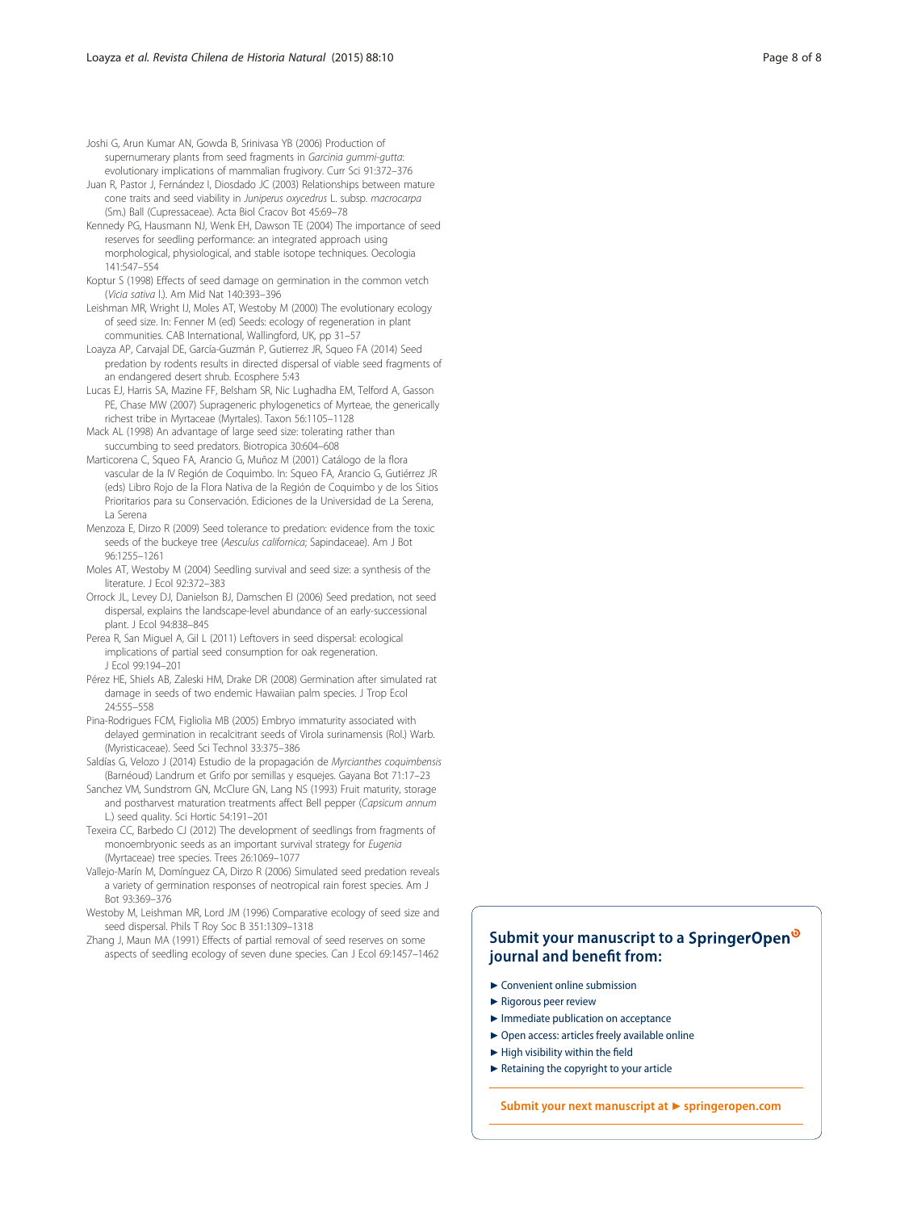Joshi G, Arun Kumar AN, Gowda B, Srinivasa YB (2006) Production of supernumerary plants from seed fragments in *Garcinia gummi-gutta*: evolutionary implications of mammalian frugivory. Curr Sci 91:372–376

Juan R, Pastor J, Fernández I, Diosdado JC (2003) Relationships between mature cone traits and seed viability in *Juniperus oxycedrus* L. subsp. *macrocarpa* (Sm.) Ball (Cupressaceae). Acta Biol Cracov Bot 45:69–78

Kennedy PG, Hausmann NJ, Wenk EH, Dawson TE (2004) The importance of seed reserves for seedling performance: an integrated approach using morphological, physiological, and stable isotope techniques. Oecologia 141:547–554

Koptur S (1998) Effects of seed damage on germination in the common vetch (*Vicia sativa* L.). Am Mid Nat 140:393–396

Leishman MR, Wright IJ, Moles AT, Westoby M (2000) The evolutionary ecology of seed size. In: Fenner M (ed) Seeds: ecology of regeneration in plant communities. CAB International, Wallingford, UK, pp 31–57

Loayza AP, Carvajal DE, García-Guzmán P, Gutierrez JR, Squeo FA (2014) Seed predation by rodents results in directed dispersal of viable seed fragments of an endangered desert shrub. Ecosphere 5:43

Lucas EJ, Harris SA, Mazine FF, Belsham SR, Nic Lughadha EM, Telford A, Gasson PE, Chase MW (2007) Suprageneric phylogenetics of Myrteae, the generically richest tribe in Myrtaceae (Myrtales). Taxon 56:1105–1128

Mack AL (1998) An advantage of large seed size: tolerating rather than succumbing to seed predators. Biotropica 30:604–608

Marticorena C, Squeo FA, Arancio G, Muñoz M (2001) Catálogo de la flora vascular de la IV Región de Coquimbo. In: Squeo FA, Arancio G, Gutiérrez JR (eds) Libro Rojo de la Flora Nativa de la Región de Coquimbo y de los Sitios Prioritarios para su Conservación. Ediciones de la Universidad de La Serena, La Serena

Menzoza E, Dirzo R (2009) Seed tolerance to predation: evidence from the toxic seeds of the buckeye tree (*Aesculus californica*; Sapindaceae). Am J Bot 96:1255–1261

Moles AT, Westoby M (2004) Seedling survival and seed size: a synthesis of the literature. J Ecol 92:372–383

Orrock JL, Levey DJ, Danielson BJ, Damschen EI (2006) Seed predation, not seed dispersal, explains the landscape-level abundance of an early-successional plant. J Ecol 94:838–845

Perea R, San Miguel A, Gil L (2011) Leftovers in seed dispersal: ecological implications of partial seed consumption for oak regeneration. J Ecol 99:194–201

Pérez HE, Shiels AB, Zaleski HM, Drake DR (2008) Germination after simulated rat damage in seeds of two endemic Hawaiian palm species. J Trop Ecol 24:555–558

Pina-Rodrigues FCM, Figliolia MB (2005) Embryo immaturity associated with delayed germination in recalcitrant seeds of Virola surinamensis (Rol.) Warb. (Myristicaceae). Seed Sci Technol 33:375–386

Saldías G, Velozo J (2014) Estudio de la propagación de *Myrcianthes coquimbensis* (Barnéoud) Landrum et Grifo por semillas y esquejes. Gayana Bot 71:17–23

Sanchez VM, Sundstrom GN, McClure GN, Lang NS (1993) Fruit maturity, storage and postharvest maturation treatments affect Bell pepper (*Capsicum annum* L.) seed quality. Sci Hortic 54:191–201

Texeira CC, Barbedo CJ (2012) The development of seedlings from fragments of monoembryonic seeds as an important survival strategy for *Eugenia* (Myrtaceae) tree species. Trees 26:1069–1077

Vallejo-Marín M, Domínguez CA, Dirzo R (2006) Simulated seed predation reveals a variety of germination responses of neotropical rain forest species. Am J Bot 93:369–376

Westoby M, Leishman MR, Lord JM (1996) Comparative ecology of seed size and seed dispersal. Phils T Roy Soc B 351:1309–1318

Zhang J, Maun MA (1991) Effects of partial removal of seed reserves on some aspects of seedling ecology of seven dune species. Can J Ecol 69:1457–1462

**Submit your manuscript to a SpringerOpen journal and benefit from:**

- ► Convenient online submission
- ► Rigorous peer review
- ► Immediate publication on acceptance
- ► Open access: articles freely available online
- ► High visibility within the field
- ► Retaining the copyright to your article

**Submit your next manuscript at ► springeropen.com**